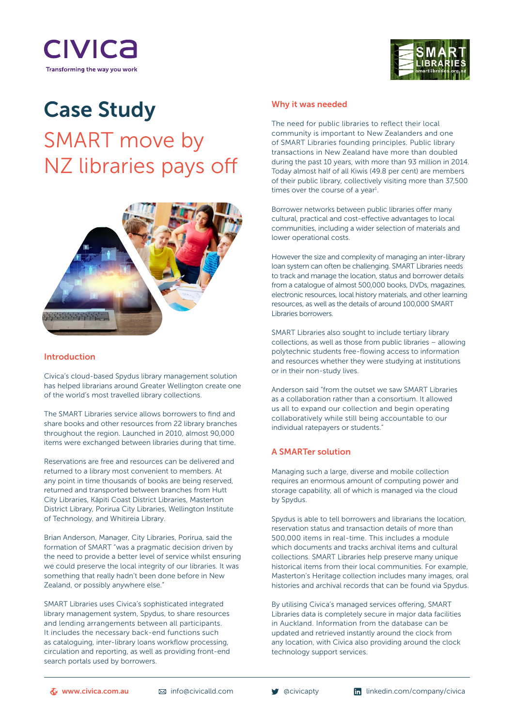# Case Study

## SMART move by NZ libraries pays off

### Introduction

Civica's cloud-based Spydus library management solution has helped librarians around Greater Wellington create one of the world's most travelled library collections.

The SMART Libraries service allows borrowers to find and share books and other resources from 22 library branches throughout the region. Launched in 2010, almost 90,000 items were exchanged between libraries during that time.

Reservations are free and resources can be delivered and returned to a library most convenient to members. At any point in time thousands of books are being reserved, returned and transported between branches from Hutt City Libraries, Kāpiti Coast District Libraries, Masterton District Library, Porirua City Libraries, Wellington Institute of Technology, and Whitireia Library.

Brian Anderson, Manager, City Libraries, Porirua, said the formation of SMART "was a pragmatic decision driven by the need to provide a better level of service whilst ensuring we could preserve the local integrity of our libraries. It was something that really hadn't been done before in New Zealand, or possibly anywhere else."

SMART Libraries uses Civica's sophisticated integrated library management system, Spydus, to share resources and lending arrangements between all participants. It includes the necessary back-end functions such as cataloguing, inter-library loans workflow processing, circulation and reporting, as well as providing front-end search portals used by borrowers.

### Why it was needed

The need for public libraries to reflect their local community is important to New Zealanders and one of SMART Libraries founding principles. Public library transactions in New Zealand have more than doubled during the past 10 years, with more than 93 million in 2014. Today almost half of all Kiwis (49.8 per cent) are members of their public library, collectively visiting more than 37,500 times over the course of a year[1].

Borrower networks between public libraries offer many cultural, practical and cost-effective advantages to local communities, including a wider selection of materials and lower operational costs.

However the size and complexity of managing an inter-library loan system can often be challenging. SMART Libraries needs to track and manage the location, status and borrower details from a catalogue of almost 500,000 books, DVDs, magazines, electronic resources, local history materials, and other learning resources, as well as the details of around 100,000 SMART Libraries borrowers.

SMART Libraries also sought to include tertiary library collections, as well as those from public libraries – allowing polytechnic students free-flowing access to information and resources whether they were studying at institutions or in their non-study lives.

Anderson said "from the outset we saw SMART Libraries as a collaboration rather than a consortium. It allowed us all to expand our collection and begin operating collaboratively while still being accountable to our individual ratepayers or students."

### A SMARTer solution

Managing such a large, diverse and mobile collection requires an enormous amount of computing power and storage capability, all of which is managed via the cloud by Spydus.

Spydus is able to tell borrowers and librarians the location, reservation status and transaction details of more than 500,000 items in real-time. This includes a module which documents and tracks archival items and cultural collections. SMART Libraries help preserve many unique historical items from their local communities. For example, Masterton's Heritage collection includes many images, oral histories and archival records that can be found via Spydus.

By utilising Civica's managed services offering, SMART Libraries data is completely secure in major data facilities in Auckland. Information from the database can be updated and retrieved instantly around the clock from any location, with Civica also providing around the clock technology support services.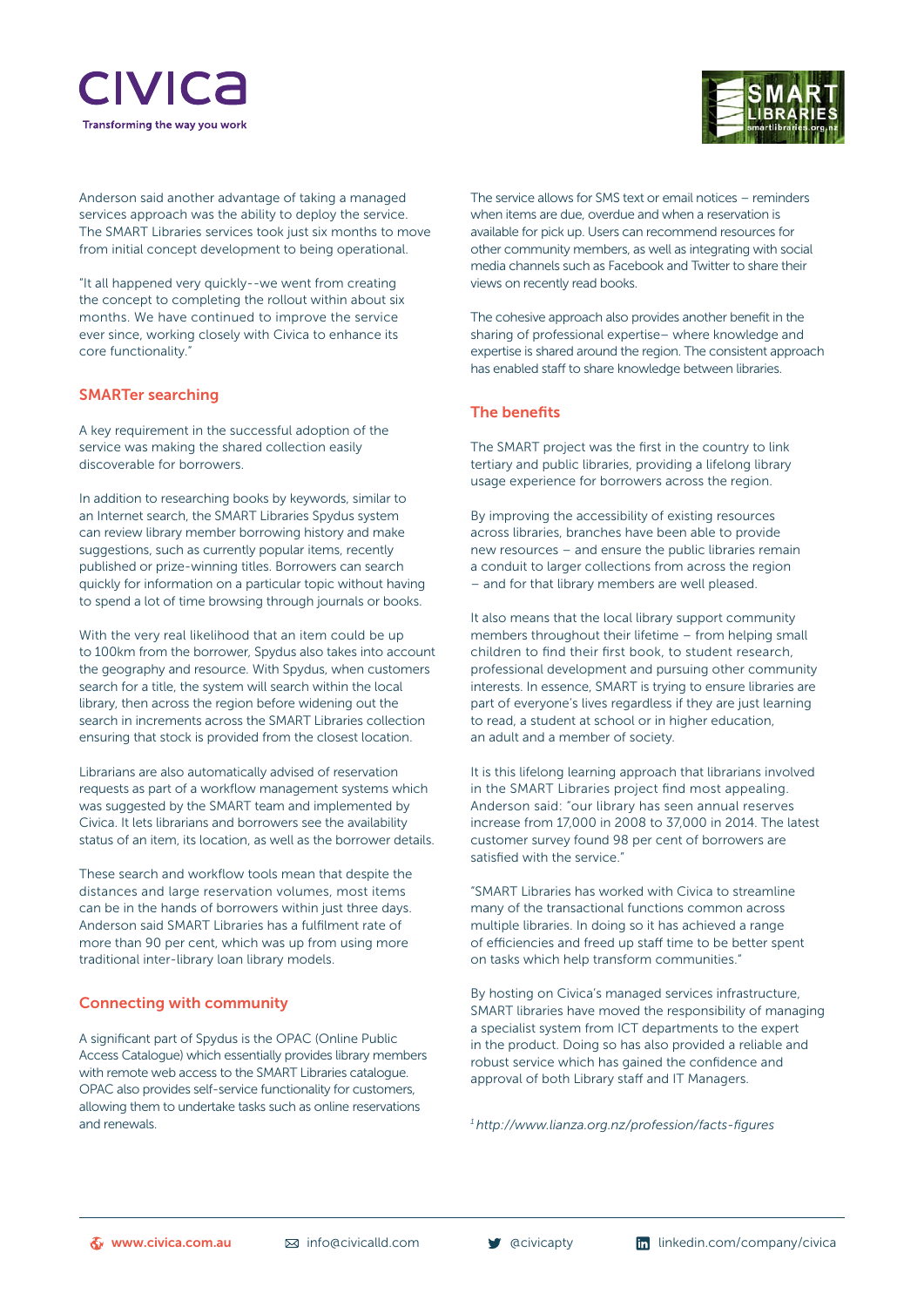Anderson said another advantage of taking a managed services approach was the ability to deploy the service. The SMART Libraries services took just six months to move from initial concept development to being operational.

"It all happened very quickly--we went from creating the concept to completing the rollout within about six months. We have continued to improve the service ever since, working closely with Civica to enhance its core functionality."

## SMARTer searching

A key requirement in the successful adoption of the service was making the shared collection easily discoverable for borrowers.

In addition to researching books by keywords, similar to an Internet search, the SMART Libraries Spydus system can review library member borrowing history and make suggestions, such as currently popular items, recently published or prize-winning titles. Borrowers can search quickly for information on a particular topic without having to spend a lot of time browsing through journals or books.

With the very real likelihood that an item could be up to 100km from the borrower, Spydus also takes into account the geography and resource. With Spydus, when customers search for a title, the system will search within the local library, then across the region before widening out the search in increments across the SMART Libraries collection ensuring that stock is provided from the closest location.

Librarians are also automatically advised of reservation requests as part of a workflow management systems which was suggested by the SMART team and implemented by Civica. It lets librarians and borrowers see the availability status of an item, its location, as well as the borrower details.

These search and workflow tools mean that despite the distances and large reservation volumes, most items can be in the hands of borrowers within just three days. Anderson said SMART Libraries has a fulfilment rate of more than 90 per cent, which was up from using more traditional inter-library loan library models.

## Connecting with community

A significant part of Spydus is the OPAC (Online Public Access Catalogue) which essentially provides library members with remote web access to the SMART Libraries catalogue. OPAC also provides self-service functionality for customers, allowing them to undertake tasks such as online reservations and renewals.

The service allows for SMS text or email notices – reminders when items are due, overdue and when a reservation is available for pick up. Users can recommend resources for other community members, as well as integrating with social media channels such as Facebook and Twitter to share their views on recently read books.

The cohesive approach also provides another benefit in the sharing of professional expertise– where knowledge and expertise is shared around the region. The consistent approach has enabled staff to share knowledge between libraries.

## The benefits

The SMART project was the first in the country to link tertiary and public libraries, providing a lifelong library usage experience for borrowers across the region.

By improving the accessibility of existing resources across libraries, branches have been able to provide new resources – and ensure the public libraries remain a conduit to larger collections from across the region – and for that library members are well pleased.

It also means that the local library support community members throughout their lifetime – from helping small children to find their first book, to student research, professional development and pursuing other community interests. In essence, SMART is trying to ensure libraries are part of everyone's lives regardless if they are just learning to read, a student at school or in higher education, an adult and a member of society.

It is this lifelong learning approach that librarians involved in the SMART Libraries project find most appealing. Anderson said: "our library has seen annual reserves increase from 17,000 in 2008 to 37,000 in 2014. The latest customer survey found 98 per cent of borrowers are satisfied with the service."

"SMART Libraries has worked with Civica to streamline many of the transactional functions common across multiple libraries. In doing so it has achieved a range of efficiencies and freed up staff time to be better spent on tasks which help transform communities."

By hosting on Civica's managed services infrastructure, SMART libraries have moved the responsibility of managing a specialist system from ICT departments to the expert in the product. Doing so has also provided a reliable and robust service which has gained the confidence and approval of both Library staff and IT Managers.

[1] *http://www.lianza.org.nz/profession/facts-figures*